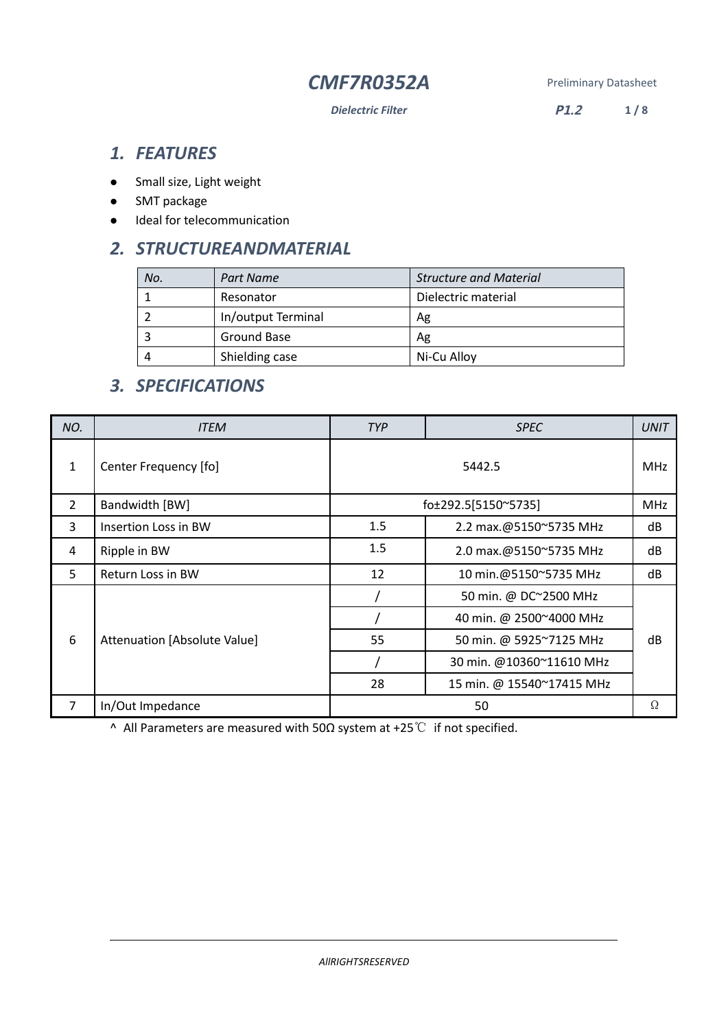# CMF7R0352A

Preliminary Datasheet

*Dielectric Filter*

**P1.2**

## 1. FEATURES

- Small size, Light weight
- SMT package
- Ideal for telecommunication

## 2. STRUCTUREANDMATERIAL

| *No.* | *Part Name* | *Structure and Material* |
|---|---|---|
| 1 | Resonator | Dielectric material |
| 2 | In/output Terminal | Ag |
| 3 | Ground Base | Ag |
| 4 | Shielding case | Ni-Cu Alloy |

## 3. SPECIFICATIONS

| *NO.* | *ITEM* | *TYP* | *SPEC* | *UNIT* |
|---|---|---|---|---|
| 1 | Center Frequency [fo] | 5442.5 | | MHz |
| 2 | Bandwidth [BW] | fo±292.5[5150~5735] | | MHz |
| 3 | Insertion Loss in BW | 1.5 | 2.2 max.@5150~5735 MHz | dB |
| 4 | Ripple in BW | 1.5 | 2.0 max.@5150~5735 MHz | dB |
| 5 | Return Loss in BW | 12 | 10 min.@5150~5735 MHz | dB |
| 6 | Attenuation [Absolute Value] | / | 50 min. @ DC~2500 MHz | dB |
| | | / | 40 min. @ 2500~4000 MHz | |
| | | 55 | 50 min. @ 5925~7125 MHz | |
| | | / | 30 min. @10360~11610 MHz | |
| | | 28 | 15 min. @ 15540~17415 MHz | |
| 7 | In/Out Impedance | 50 | | Ω |

^ All Parameters are measured with 50Ω system at +25℃ if not specified.

*AllRIGHTSRESERVED*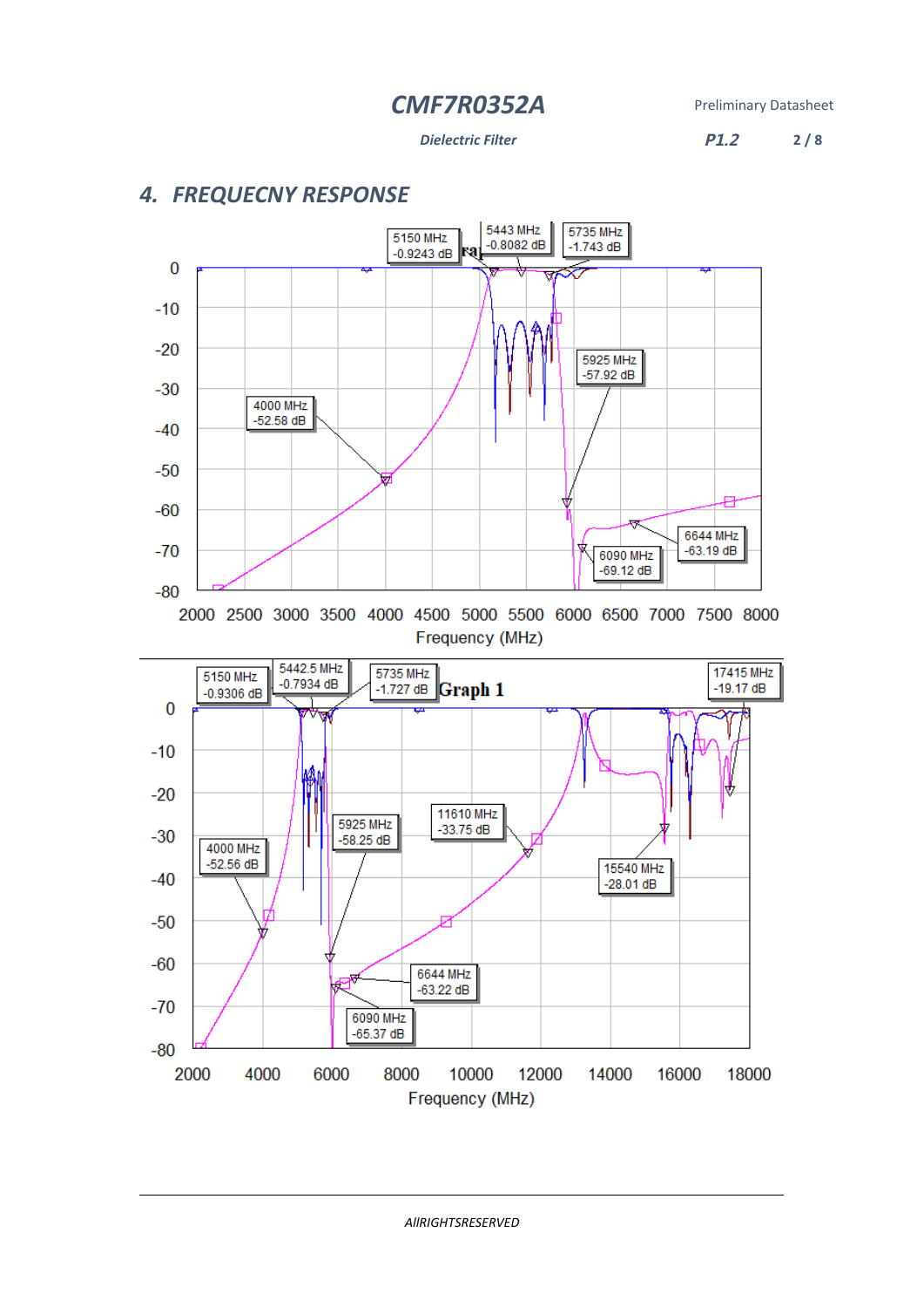## 4. FREQUECNY RESPONSE

5150 MHz -0.9243 dB

5443 MHz -0.8082 dB

5735 MHz -1.743 dB

5925 MHz -57.92 dB

4000 MHz -52.58 dB

6644 MHz -63.19 dB

6090 MHz -69.12 dB

Frequency (MHz)

5150 MHz -0.9306 dB

5442.5 MHz -0.7934 dB

5735 MHz -1.727 dB

Graph 1

17415 MHz -19.17 dB

5925 MHz -58.25 dB

11610 MHz -33.75 dB

4000 MHz -52.56 dB

15540 MHz -28.01 dB

6644 MHz -63.22 dB

6090 MHz -65.37 dB

Frequency (MHz)

AllRIGHTSRESERVED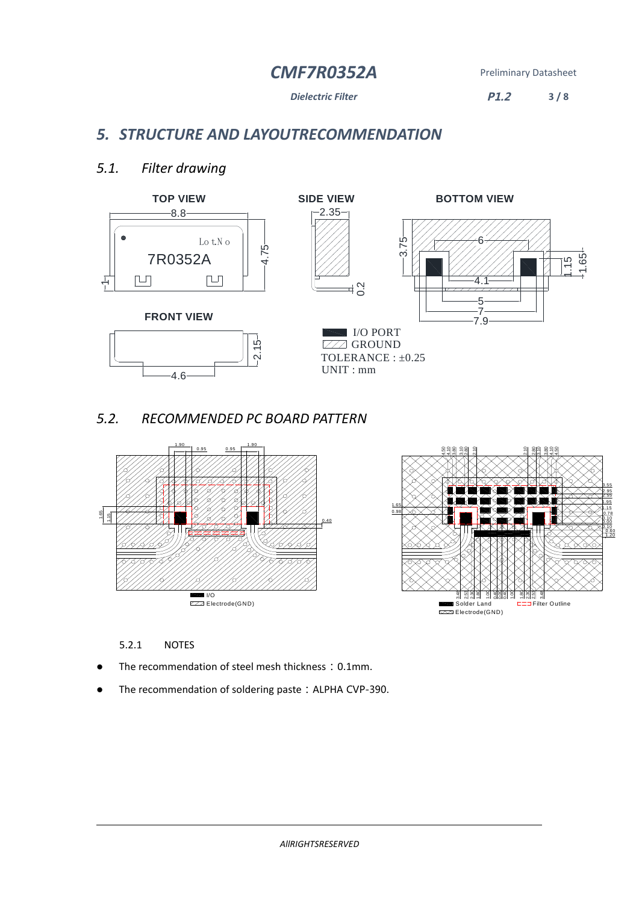## 5. STRUCTURE AND LAYOUTRECOMMENDATION

### 5.1. Filter drawing

TOP VIEW

SIDE VIEW

BOTTOM VIEW

FRONT VIEW

I/O PORT
GROUND
TOLERANCE : ±0.25
UNIT : mm

### 5.2. RECOMMENDED PC BOARD PATTERN

#### 5.2.1 NOTES

- The recommendation of steel mesh thickness：0.1mm.
- The recommendation of soldering paste：ALPHA CVP-390.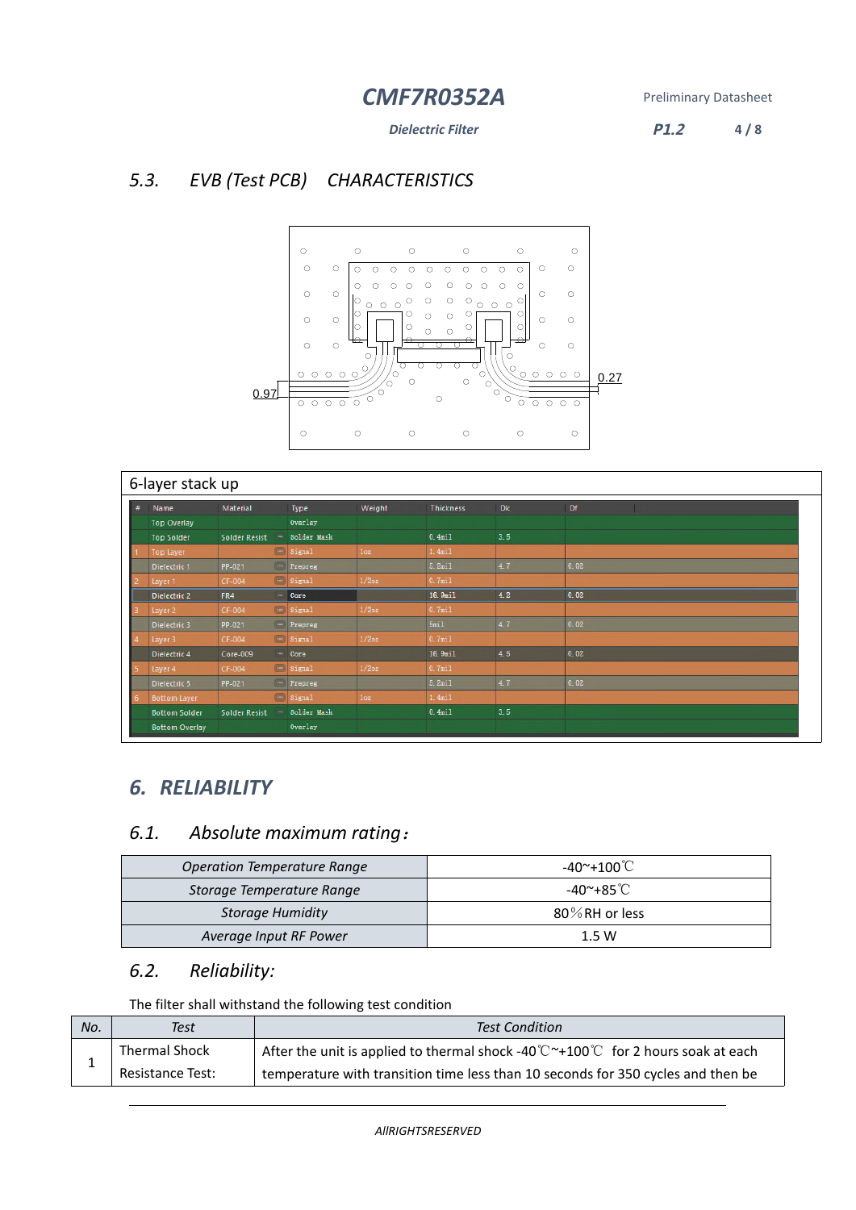## 5.3. EVB (Test PCB) CHARACTERISTICS

0.97

0.27

6-layer stack up

| # | Name | Material | Type | Weight | Thickness | Dk | Df |
|---|---|---|---|---|---|---|---|
| | Top Overlay | | Overlay | | | | |
| | Top Solder | Solder Resist | Solder Mask | | 0.4mil | 3.5 | |
| 1 | Top Layer | | Signal | 1oz | 1.4mil | | |
| | Dielectric 1 | PP-021 | Prepreg | | 5.2mil | 4.7 | 0.02 |
| 2 | Layer 1 | CF-004 | Signal | 1/2oz | 0.7mil | | |
| | Dielectric 2 | FR4 | Core | | 16.9mil | 4.2 | 0.02 |
| 3 | Layer 2 | CF-004 | Signal | 1/2oz | 0.7mil | | |
| | Dielectric 3 | PP-021 | Prepreg | | 5mil | 4.7 | 0.02 |
| 4 | Layer 3 | CF-004 | Signal | 1/2oz | 0.7mil | | |
| | Dielectric 4 | Core-009 | Core | | 16.9mil | 4.5 | 0.02 |
| 5 | Layer 4 | CF-004 | Signal | 1/2oz | 0.7mil | | |
| | Dielectric 5 | PP-021 | Prepreg | | 5.2mil | 4.7 | 0.02 |
| 6 | Bottom Layer | | Signal | 1oz | 1.4mil | | |
| | Bottom Solder | Solder Resist | Solder Mask | | 0.4mil | 3.5 | |
| | Bottom Overlay | | Overlay | | | | |

# 6. RELIABILITY

## 6.1. Absolute maximum rating：

| Operation Temperature Range | -40~+100℃ |
|---|---|
| Storage Temperature Range | -40~+85℃ |
| Storage Humidity | 80％RH or less |
| Average Input RF Power | 1.5 W |

## 6.2. Reliability:

The filter shall withstand the following test condition

| No. | Test | Test Condition |
|---|---|---|
| 1 | Thermal Shock Resistance Test: | After the unit is applied to thermal shock -40℃~+100℃ for 2 hours soak at each temperature with transition time less than 10 seconds for 350 cycles and then be |

AllRIGHTSRESERVED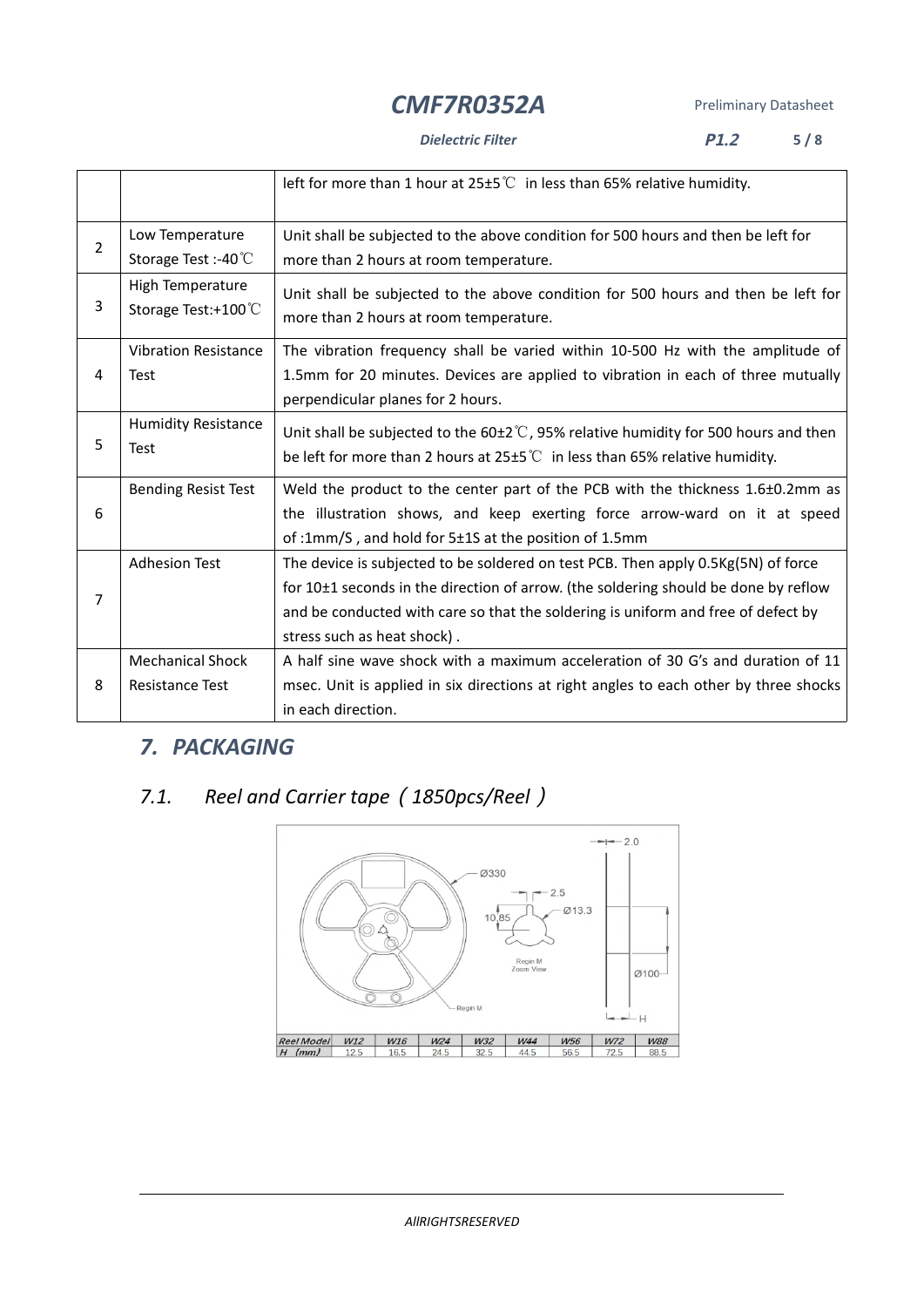|  |  | left for more than 1 hour at 25±5℃ in less than 65% relative humidity. |
|---|---|---|
| 2 | Low Temperature Storage Test :-40℃ | Unit shall be subjected to the above condition for 500 hours and then be left for more than 2 hours at room temperature. |
| 3 | High Temperature Storage Test:+100℃ | Unit shall be subjected to the above condition for 500 hours and then be left for more than 2 hours at room temperature. |
| 4 | Vibration Resistance Test | The vibration frequency shall be varied within 10-500 Hz with the amplitude of 1.5mm for 20 minutes. Devices are applied to vibration in each of three mutually perpendicular planes for 2 hours. |
| 5 | Humidity Resistance Test | Unit shall be subjected to the 60±2℃, 95% relative humidity for 500 hours and then be left for more than 2 hours at 25±5℃ in less than 65% relative humidity. |
| 6 | Bending Resist Test | Weld the product to the center part of the PCB with the thickness 1.6±0.2mm as the illustration shows, and keep exerting force arrow-ward on it at speed of :1mm/S , and hold for 5±1S at the position of 1.5mm |
| 7 | Adhesion Test | The device is subjected to be soldered on test PCB. Then apply 0.5Kg(5N) of force for 10±1 seconds in the direction of arrow. (the soldering should be done by reflow and be conducted with care so that the soldering is uniform and free of defect by stress such as heat shock) . |
| 8 | Mechanical Shock Resistance Test | A half sine wave shock with a maximum acceleration of 30 G's and duration of 11 msec. Unit is applied in six directions at right angles to each other by three shocks in each direction. |

## *7. PACKAGING*

### *7.1. Reel and Carrier tape（1850pcs/Reel）*

| Reel Model | W12 | W16 | W24 | W32 | W44 | W56 | W72 | W88 |
|---|---|---|---|---|---|---|---|---|
| H (mm) | 12.5 | 16.5 | 24.5 | 32.5 | 44.5 | 56.5 | 72.5 | 88.5 |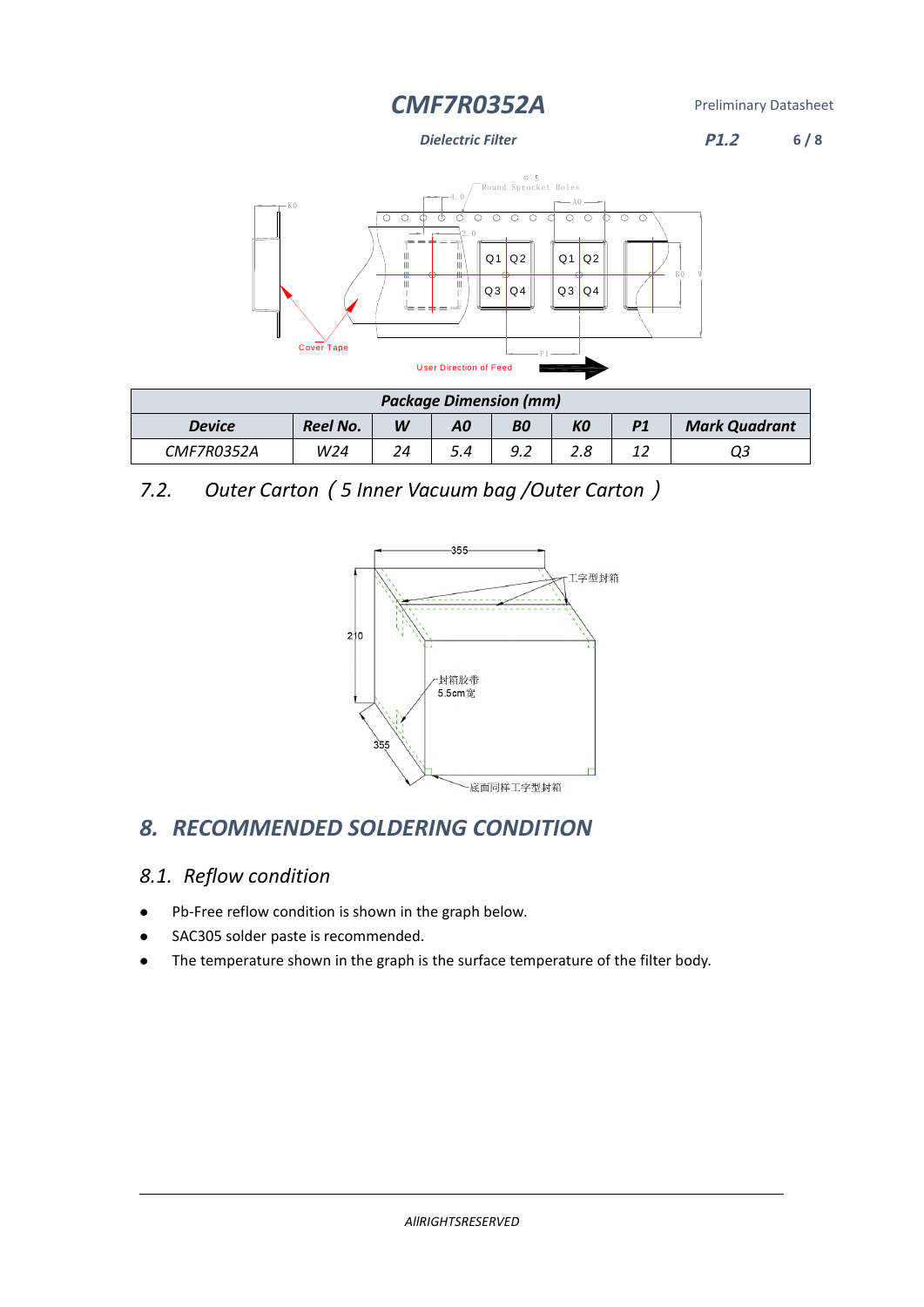| Package Dimension (mm) | | | | | | | |
|---|---|---|---|---|---|---|---|
| Device | Reel No. | W | A0 | B0 | K0 | P1 | Mark Quadrant |
| CMF7R0352A | W24 | 24 | 5.4 | 9.2 | 2.8 | 12 | Q3 |

## 7.2. Outer Carton（5 Inner Vacuum bag /Outer Carton）

# 8. RECOMMENDED SOLDERING CONDITION

## 8.1. Reflow condition

- Pb-Free reflow condition is shown in the graph below.
- SAC305 solder paste is recommended.
- The temperature shown in the graph is the surface temperature of the filter body.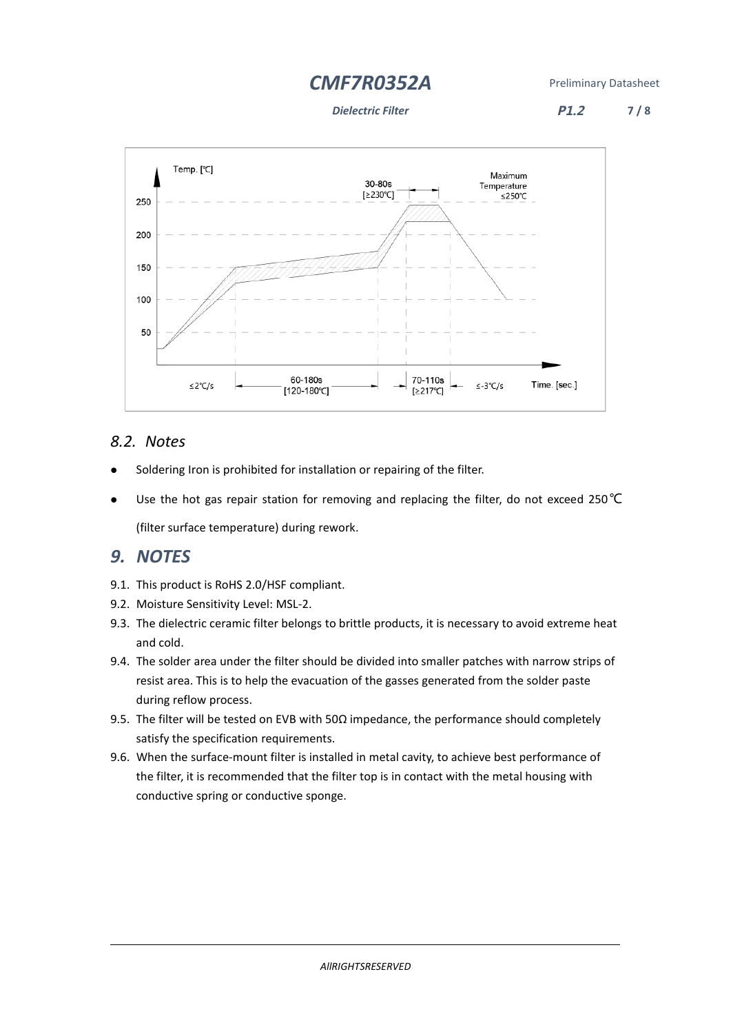## 8.2. Notes

- Soldering Iron is prohibited for installation or repairing of the filter.
- Use the hot gas repair station for removing and replacing the filter, do not exceed 250℃ (filter surface temperature) during rework.

# 9. NOTES

9.1. This product is RoHS 2.0/HSF compliant.

9.2. Moisture Sensitivity Level: MSL-2.

9.3. The dielectric ceramic filter belongs to brittle products, it is necessary to avoid extreme heat and cold.

9.4. The solder area under the filter should be divided into smaller patches with narrow strips of resist area. This is to help the evacuation of the gasses generated from the solder paste during reflow process.

9.5. The filter will be tested on EVB with 50Ω impedance, the performance should completely satisfy the specification requirements.

9.6. When the surface-mount filter is installed in metal cavity, to achieve best performance of the filter, it is recommended that the filter top is in contact with the metal housing with conductive spring or conductive sponge.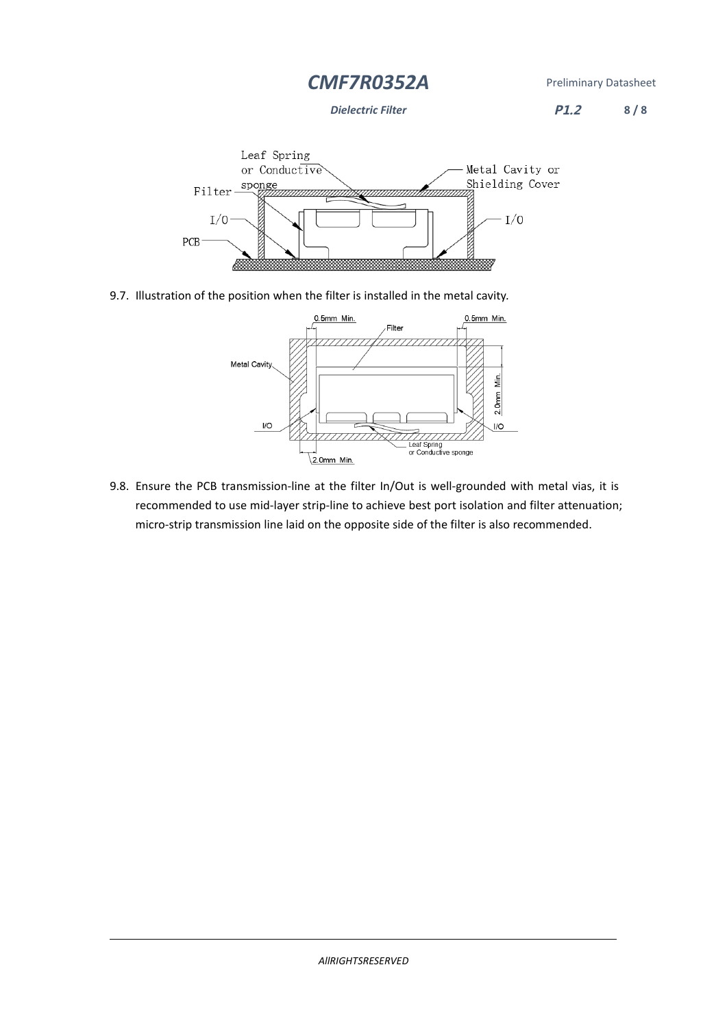Leaf Spring or Conductive sponge

Metal Cavity or Shielding Cover

Filter

I/O

I/O

PCB

9.7. Illustration of the position when the filter is installed in the metal cavity.

0.5mm Min.

0.5mm Min.

Filter

Metal Cavity

2.0mm Min.

I/O

I/O

Leaf Spring or Conductive sponge

2.0mm Min.

9.8. Ensure the PCB transmission-line at the filter In/Out is well-grounded with metal vias, it is recommended to use mid-layer strip-line to achieve best port isolation and filter attenuation; micro-strip transmission line laid on the opposite side of the filter is also recommended.